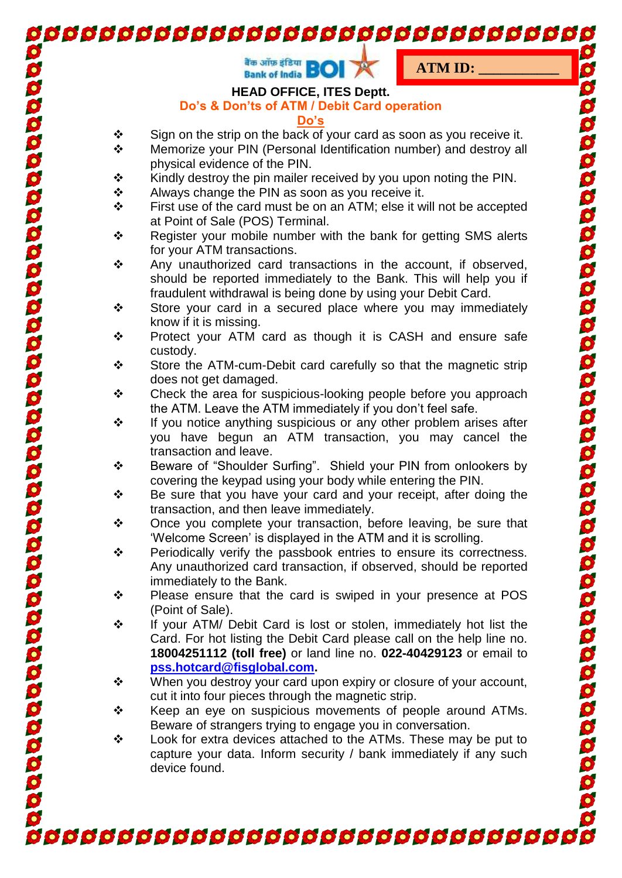बैंक ऑफ़ इंडिया Bank of India BOI

**ATM ID: ___________**

**HEAD OFFICE, ITES Deptt.**

## Do's & Don'ts of ATM / Debit Card operation

### Do's

- Sign on the strip on the back of your card as soon as you receive it.
- Memorize your PIN (Personal Identification number) and destroy all physical evidence of the PIN.
- Kindly destroy the pin mailer received by you upon noting the PIN.
- Always change the PIN as soon as you receive it.
- First use of the card must be on an ATM; else it will not be accepted at Point of Sale (POS) Terminal.
- Register your mobile number with the bank for getting SMS alerts for your ATM transactions.
- Any unauthorized card transactions in the account, if observed, should be reported immediately to the Bank. This will help you if fraudulent withdrawal is being done by using your Debit Card.
- Store your card in a secured place where you may immediately know if it is missing.
- Protect your ATM card as though it is CASH and ensure safe custody.
- Store the ATM-cum-Debit card carefully so that the magnetic strip does not get damaged.
- Check the area for suspicious-looking people before you approach the ATM. Leave the ATM immediately if you don't feel safe.
- If you notice anything suspicious or any other problem arises after you have begun an ATM transaction, you may cancel the transaction and leave.
- Beware of "Shoulder Surfing". Shield your PIN from onlookers by covering the keypad using your body while entering the PIN.
- Be sure that you have your card and your receipt, after doing the transaction, and then leave immediately.
- Once you complete your transaction, before leaving, be sure that 'Welcome Screen' is displayed in the ATM and it is scrolling.
- Periodically verify the passbook entries to ensure its correctness. Any unauthorized card transaction, if observed, should be reported immediately to the Bank.
- Please ensure that the card is swiped in your presence at POS (Point of Sale).
- If your ATM/ Debit Card is lost or stolen, immediately hot list the Card. For hot listing the Debit Card please call on the help line no. **18004251112 (toll free)** or land line no. **022-40429123** or email to **pss.hotcard@fisglobal.com**.
- When you destroy your card upon expiry or closure of your account, cut it into four pieces through the magnetic strip.
- Keep an eye on suspicious movements of people around ATMs. Beware of strangers trying to engage you in conversation.
- Look for extra devices attached to the ATMs. These may be put to capture your data. Inform security / bank immediately if any such device found.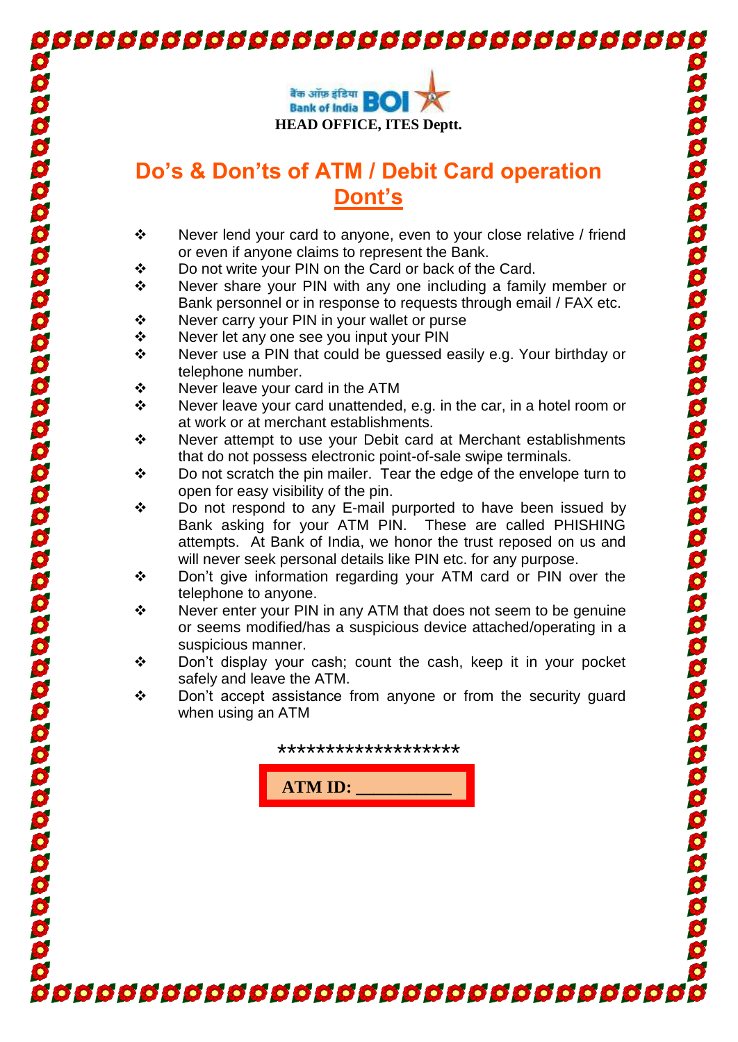बैंक ऑफ़ इंडिया Bank of India BOI

**HEAD OFFICE, ITES Deptt.**

# Do's & Don'ts of ATM / Debit Card operation

## Dont's

- Never lend your card to anyone, even to your close relative / friend or even if anyone claims to represent the Bank.
- Do not write your PIN on the Card or back of the Card.
- Never share your PIN with any one including a family member or Bank personnel or in response to requests through email / FAX etc.
- Never carry your PIN in your wallet or purse
- Never let any one see you input your PIN
- Never use a PIN that could be guessed easily e.g. Your birthday or telephone number.
- Never leave your card in the ATM
- Never leave your card unattended, e.g. in the car, in a hotel room or at work or at merchant establishments.
- Never attempt to use your Debit card at Merchant establishments that do not possess electronic point-of-sale swipe terminals.
- Do not scratch the pin mailer. Tear the edge of the envelope turn to open for easy visibility of the pin.
- Do not respond to any E-mail purported to have been issued by Bank asking for your ATM PIN. These are called PHISHING attempts. At Bank of India, we honor the trust reposed on us and will never seek personal details like PIN etc. for any purpose.
- Don't give information regarding your ATM card or PIN over the telephone to anyone.
- Never enter your PIN in any ATM that does not seem to be genuine or seems modified/has a suspicious device attached/operating in a suspicious manner.
- Don't display your cash; count the cash, keep it in your pocket safely and leave the ATM.
- Don't accept assistance from anyone or from the security guard when using an ATM

*******************

**ATM ID: __________**